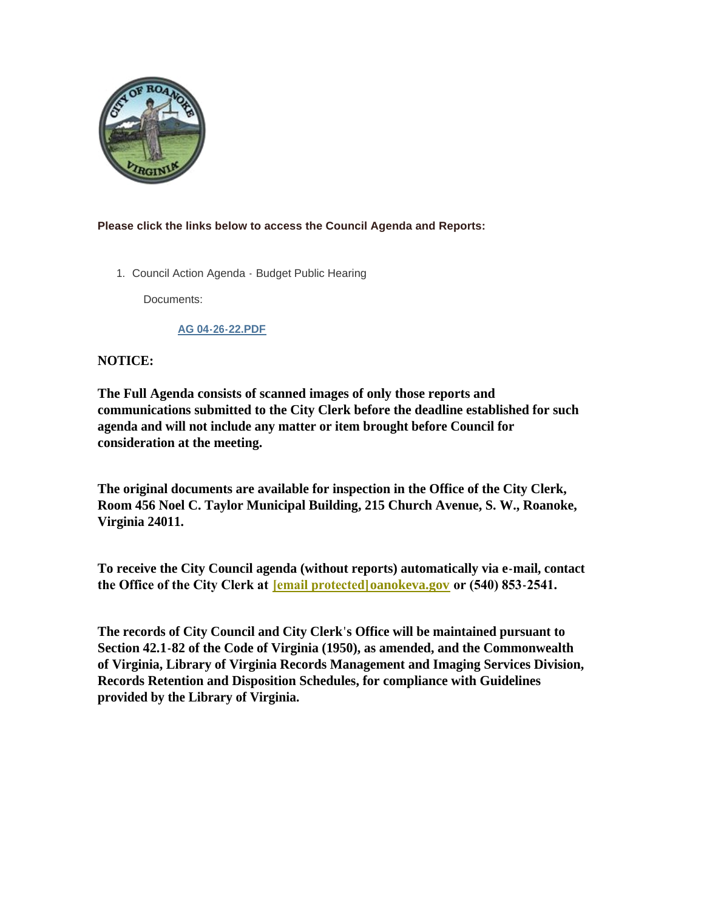**Please click the links below to access the Council Agenda and Reports:**

1. Council Action Agenda - Budget Public Hearing

   Documents:

   [AG 04-26-22.PDF]

**NOTICE:**

**The Full Agenda consists of scanned images of only those reports and communications submitted to the City Clerk before the deadline established for such agenda and will not include any matter or item brought before Council for consideration at the meeting.**

**The original documents are available for inspection in the Office of the City Clerk, Room 456 Noel C. Taylor Municipal Building, 215 Church Avenue, S. W., Roanoke, Virginia 24011.**

**To receive the City Council agenda (without reports) automatically via e-mail, contact the Office of the City Clerk at [email protected]oanokeva.gov or (540) 853-2541.**

**The records of City Council and City Clerk's Office will be maintained pursuant to Section 42.1-82 of the Code of Virginia (1950), as amended, and the Commonwealth of Virginia, Library of Virginia Records Management and Imaging Services Division, Records Retention and Disposition Schedules, for compliance with Guidelines provided by the Library of Virginia.**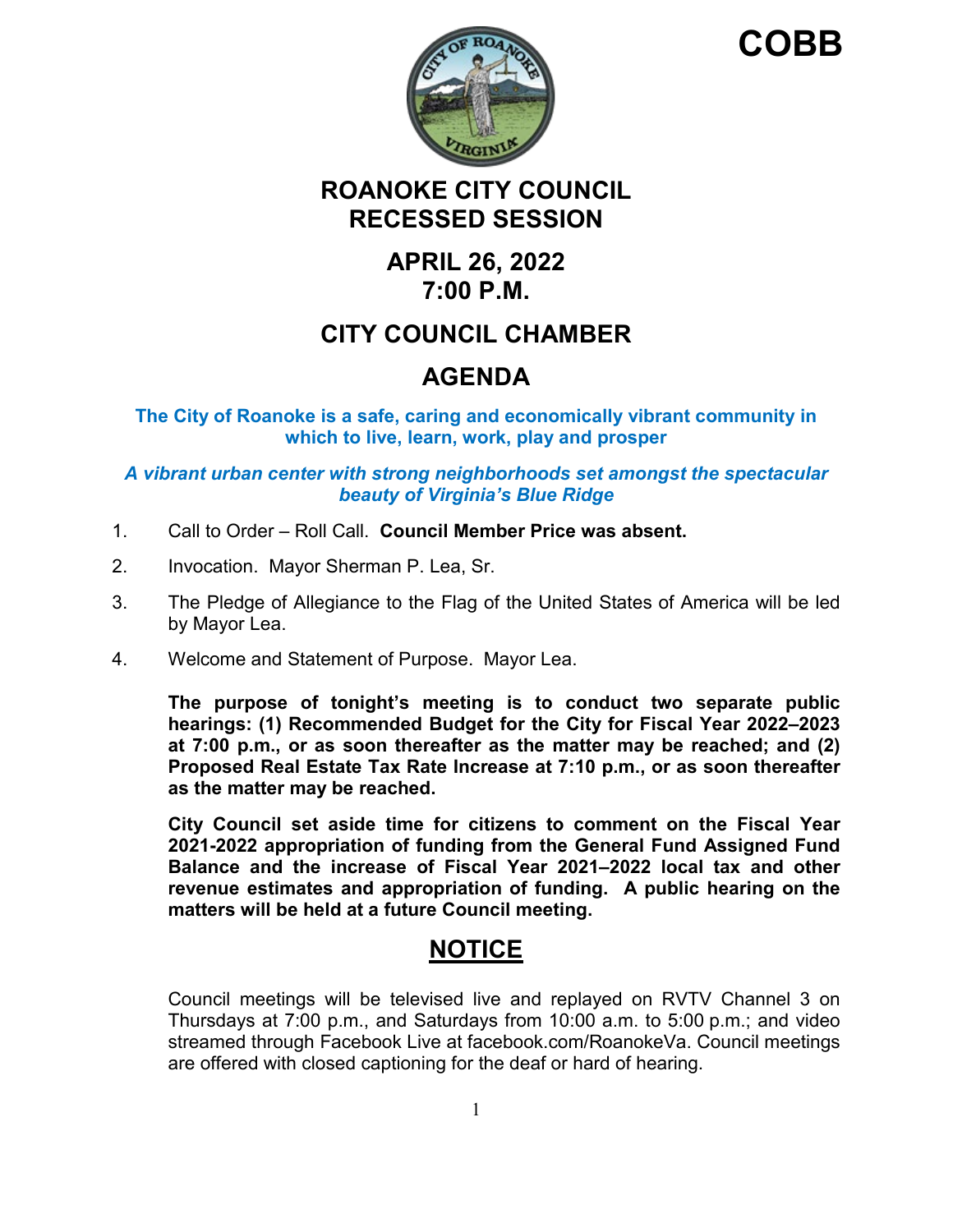**COBB**

# ROANOKE CITY COUNCIL
# RECESSED SESSION

## APRIL 26, 2022
## 7:00 P.M.

## CITY COUNCIL CHAMBER

## AGENDA

**The City of Roanoke is a safe, caring and economically vibrant community in which to live, learn, work, play and prosper**

***A vibrant urban center with strong neighborhoods set amongst the spectacular beauty of Virginia's Blue Ridge***

1. Call to Order – Roll Call. **Council Member Price was absent.**

2. Invocation. Mayor Sherman P. Lea, Sr.

3. The Pledge of Allegiance to the Flag of the United States of America will be led by Mayor Lea.

4. Welcome and Statement of Purpose. Mayor Lea.

   **The purpose of tonight's meeting is to conduct two separate public hearings: (1) Recommended Budget for the City for Fiscal Year 2022–2023 at 7:00 p.m., or as soon thereafter as the matter may be reached; and (2) Proposed Real Estate Tax Rate Increase at 7:10 p.m., or as soon thereafter as the matter may be reached.**

   **City Council set aside time for citizens to comment on the Fiscal Year 2021-2022 appropriation of funding from the General Fund Assigned Fund Balance and the increase of Fiscal Year 2021–2022 local tax and other revenue estimates and appropriation of funding. A public hearing on the matters will be held at a future Council meeting.**

## NOTICE

Council meetings will be televised live and replayed on RVTV Channel 3 on Thursdays at 7:00 p.m., and Saturdays from 10:00 a.m. to 5:00 p.m.; and video streamed through Facebook Live at facebook.com/RoanokeVa. Council meetings are offered with closed captioning for the deaf or hard of hearing.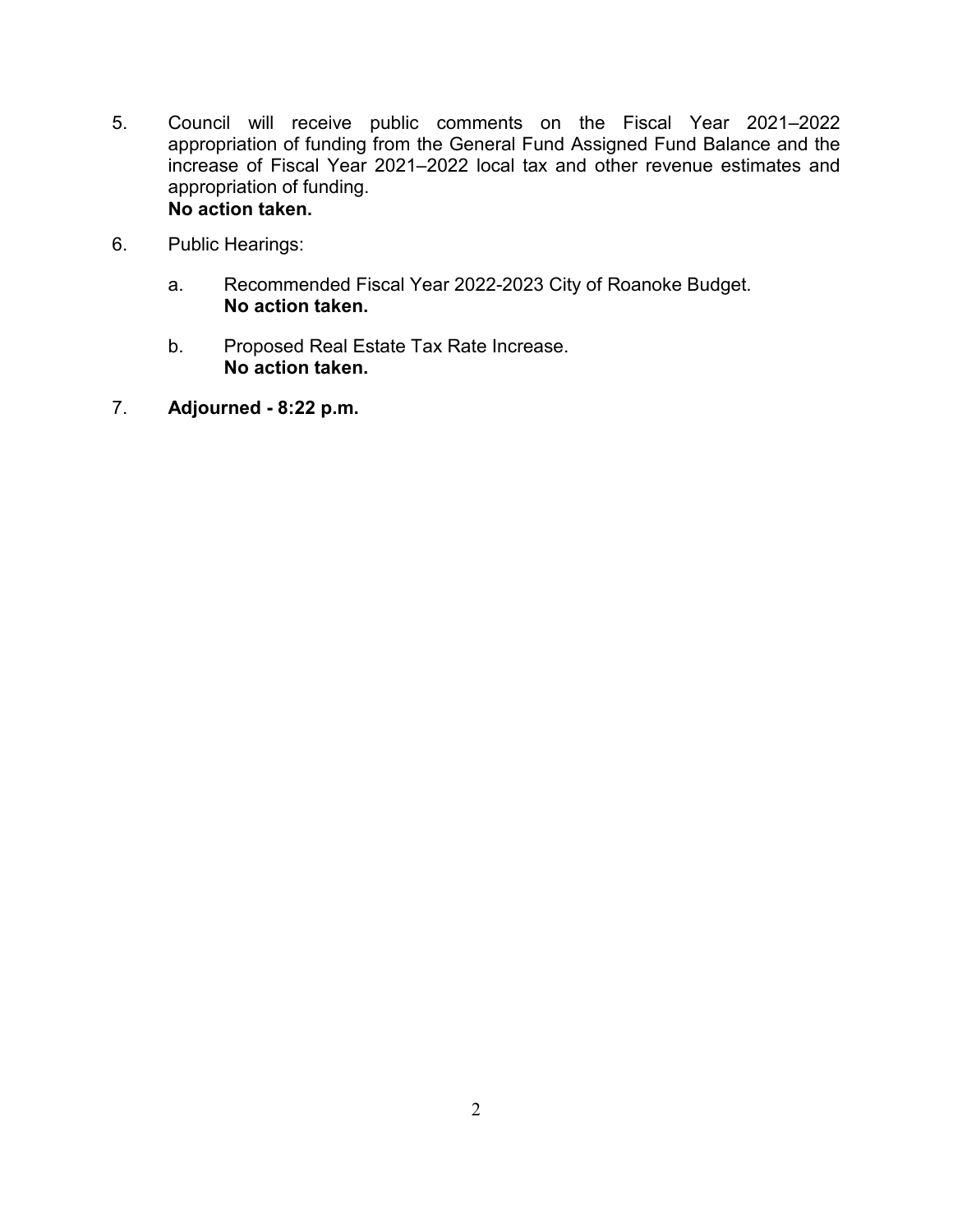5. Council will receive public comments on the Fiscal Year 2021–2022 appropriation of funding from the General Fund Assigned Fund Balance and the increase of Fiscal Year 2021–2022 local tax and other revenue estimates and appropriation of funding.
   **No action taken.**

6. Public Hearings:

   a. Recommended Fiscal Year 2022-2023 City of Roanoke Budget.
      **No action taken.**

   b. Proposed Real Estate Tax Rate Increase.
      **No action taken.**

7. **Adjourned - 8:22 p.m.**